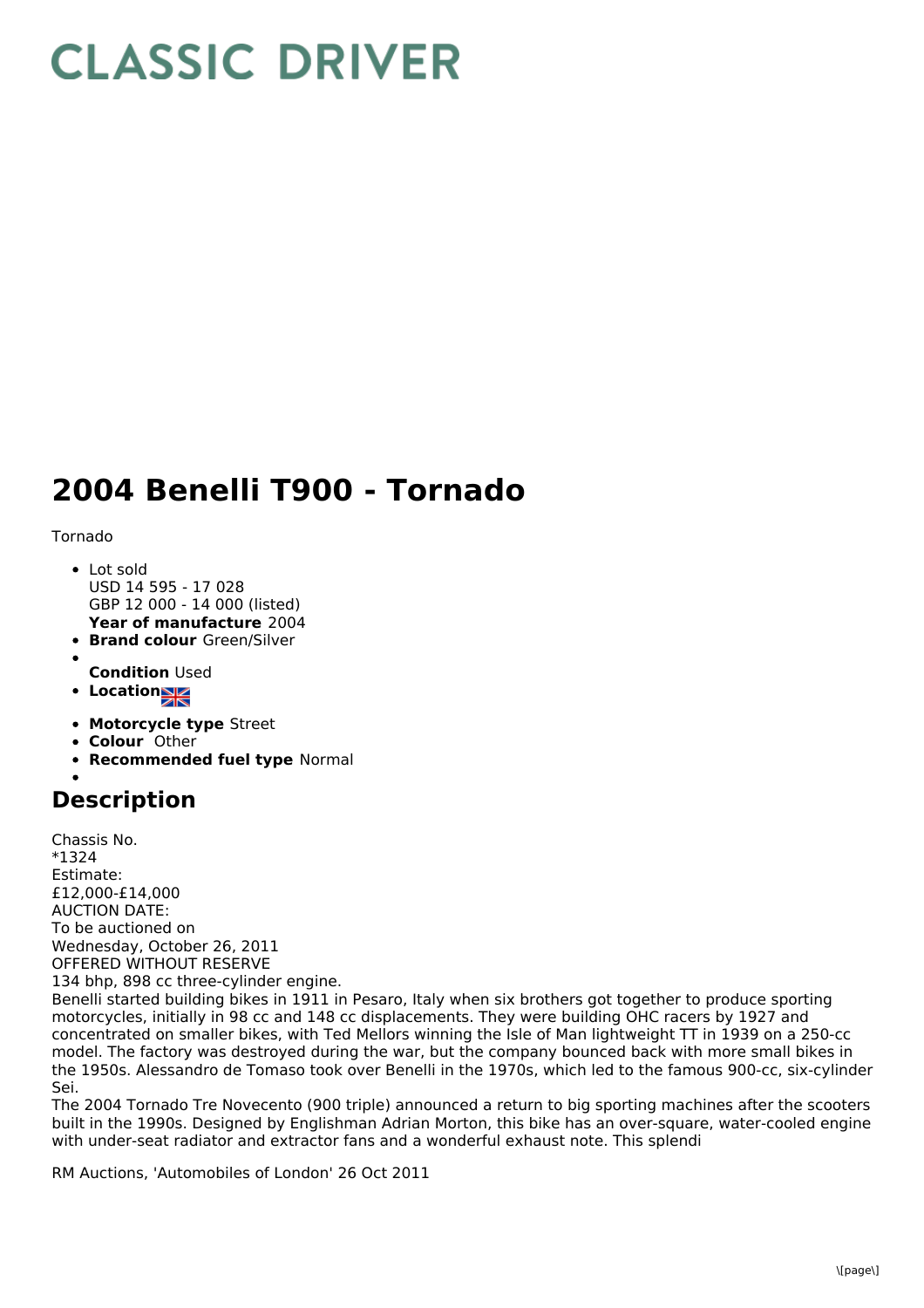# CLASSIC DRIVER

# 2004 Benelli T900 - Tornado

Tornado

- Lot sold
  USD 14 595 - 17 028
  GBP 12 000 - 14 000 (listed)
  **Year of manufacture** 2004
- **Brand colour** Green/Silver
- 
  **Condition** Used
- **Location**
- **Motorcycle type** Street
- **Colour** Other
- **Recommended fuel type** Normal
- 

## Description

Chassis No.
*1324
Estimate:
£12,000-£14,000
AUCTION DATE:
To be auctioned on
Wednesday, October 26, 2011
OFFERED WITHOUT RESERVE
134 bhp, 898 cc three-cylinder engine.
Benelli started building bikes in 1911 in Pesaro, Italy when six brothers got together to produce sporting motorcycles, initially in 98 cc and 148 cc displacements. They were building OHC racers by 1927 and concentrated on smaller bikes, with Ted Mellors winning the Isle of Man lightweight TT in 1939 on a 250-cc model. The factory was destroyed during the war, but the company bounced back with more small bikes in the 1950s. Alessandro de Tomaso took over Benelli in the 1970s, which led to the famous 900-cc, six-cylinder Sei.
The 2004 Tornado Tre Novecento (900 triple) announced a return to big sporting machines after the scooters built in the 1990s. Designed by Englishman Adrian Morton, this bike has an over-square, water-cooled engine with under-seat radiator and extractor fans and a wonderful exhaust note. This splendi

RM Auctions, 'Automobiles of London' 26 Oct 2011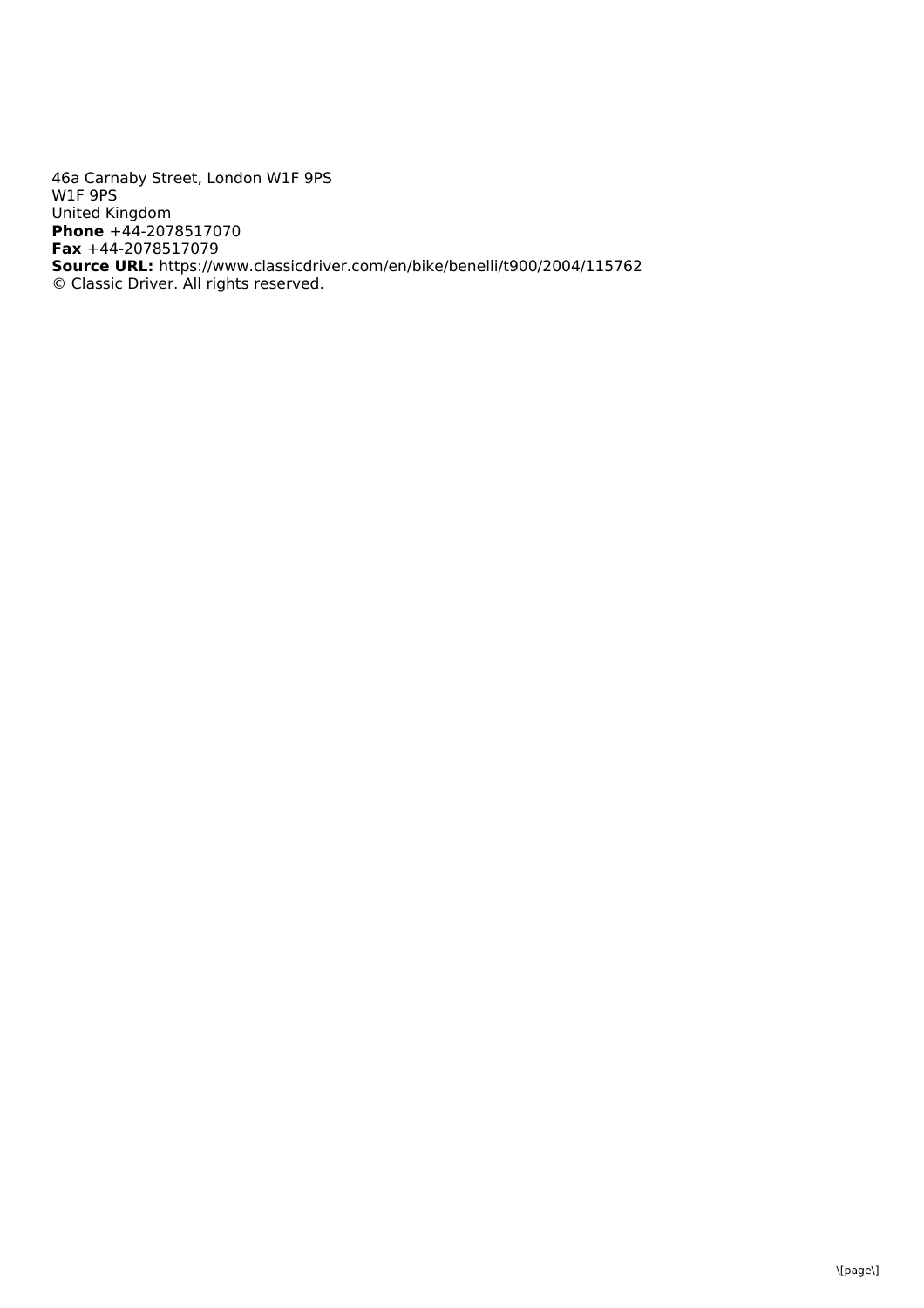46a Carnaby Street, London W1F 9PS
W1F 9PS
United Kingdom
**Phone** +44-2078517070
**Fax** +44-2078517079
**Source URL:** https://www.classicdriver.com/en/bike/benelli/t900/2004/115762
© Classic Driver. All rights reserved.